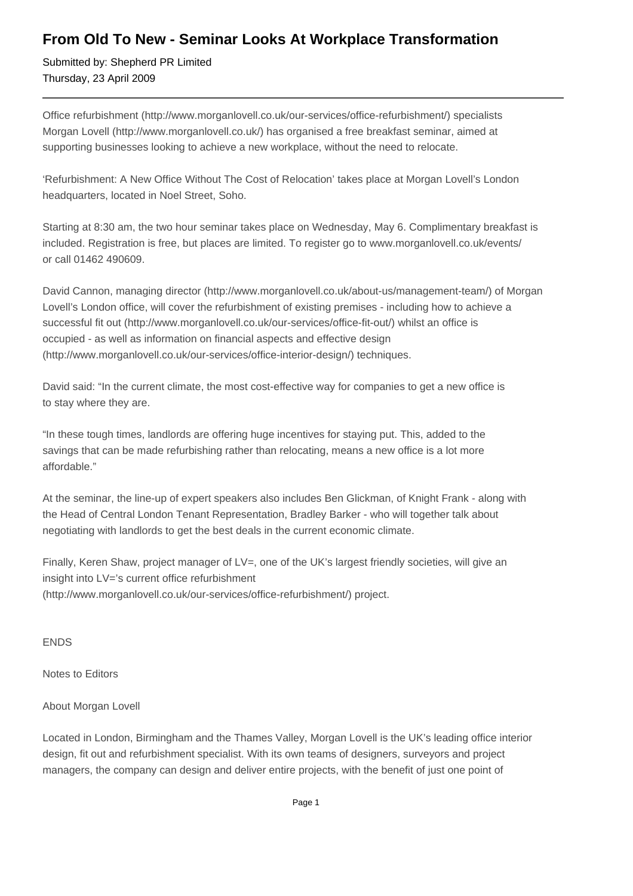# From Old To New - Seminar Looks At Workplace Transformation

Submitted by: Shepherd PR Limited
Thursday, 23 April 2009

---

Office refurbishment (http://www.morganlovell.co.uk/our-services/office-refurbishment/) specialists Morgan Lovell (http://www.morganlovell.co.uk/) has organised a free breakfast seminar, aimed at supporting businesses looking to achieve a new workplace, without the need to relocate.

'Refurbishment: A New Office Without The Cost of Relocation' takes place at Morgan Lovell's London headquarters, located in Noel Street, Soho.

Starting at 8:30 am, the two hour seminar takes place on Wednesday, May 6. Complimentary breakfast is included. Registration is free, but places are limited. To register go to www.morganlovell.co.uk/events/ or call 01462 490609.

David Cannon, managing director (http://www.morganlovell.co.uk/about-us/management-team/) of Morgan Lovell's London office, will cover the refurbishment of existing premises - including how to achieve a successful fit out (http://www.morganlovell.co.uk/our-services/office-fit-out/) whilst an office is occupied - as well as information on financial aspects and effective design (http://www.morganlovell.co.uk/our-services/office-interior-design/) techniques.

David said: "In the current climate, the most cost-effective way for companies to get a new office is to stay where they are.

"In these tough times, landlords are offering huge incentives for staying put. This, added to the savings that can be made refurbishing rather than relocating, means a new office is a lot more affordable."

At the seminar, the line-up of expert speakers also includes Ben Glickman, of Knight Frank - along with the Head of Central London Tenant Representation, Bradley Barker - who will together talk about negotiating with landlords to get the best deals in the current economic climate.

Finally, Keren Shaw, project manager of LV=, one of the UK's largest friendly societies, will give an insight into LV='s current office refurbishment (http://www.morganlovell.co.uk/our-services/office-refurbishment/) project.

ENDS

Notes to Editors

About Morgan Lovell

Located in London, Birmingham and the Thames Valley, Morgan Lovell is the UK's leading office interior design, fit out and refurbishment specialist. With its own teams of designers, surveyors and project managers, the company can design and deliver entire projects, with the benefit of just one point of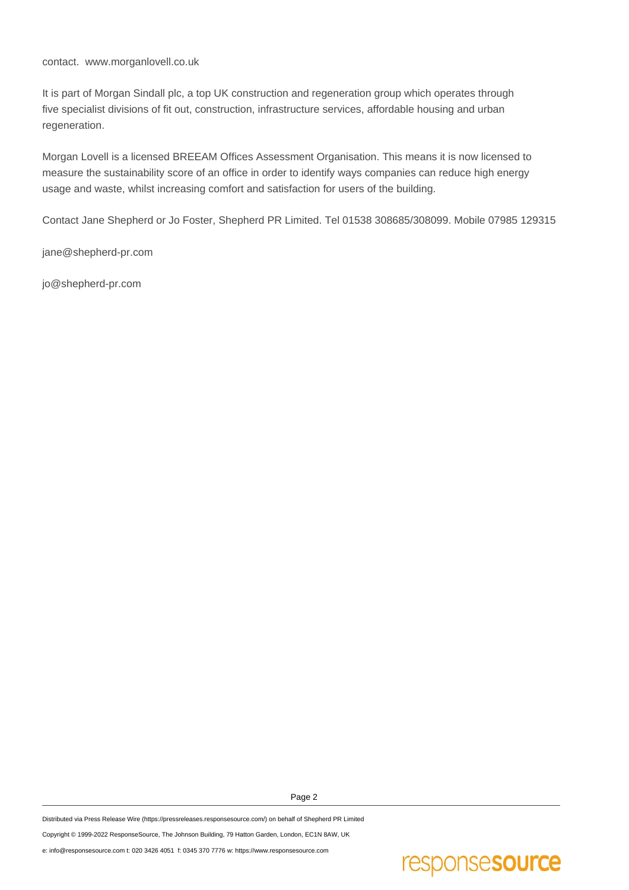contact. www.morganlovell.co.uk

It is part of Morgan Sindall plc, a top UK construction and regeneration group which operates through five specialist divisions of fit out, construction, infrastructure services, affordable housing and urban regeneration.

Morgan Lovell is a licensed BREEAM Offices Assessment Organisation. This means it is now licensed to measure the sustainability score of an office in order to identify ways companies can reduce high energy usage and waste, whilst increasing comfort and satisfaction for users of the building.

Contact Jane Shepherd or Jo Foster, Shepherd PR Limited. Tel 01538 308685/308099. Mobile 07985 129315

jane@shepherd-pr.com

jo@shepherd-pr.com